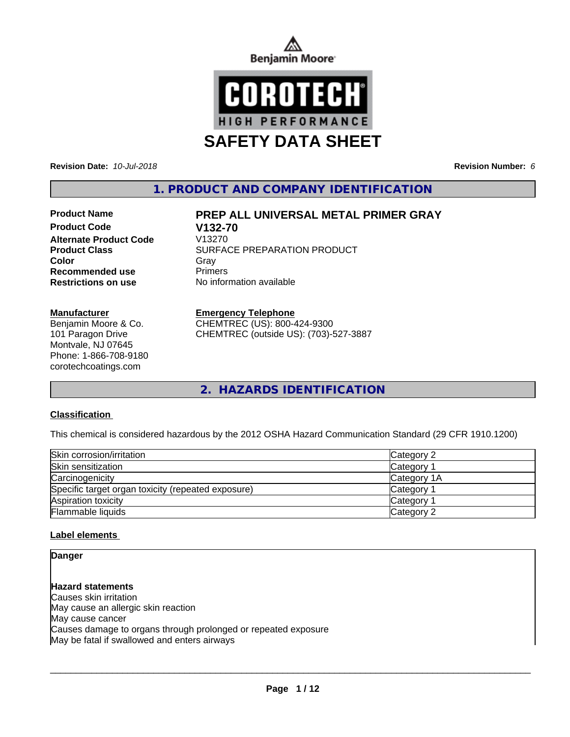Benjamin Moore

COROTECH HIGH PERFORMANCE

# SAFETY DATA SHEET

**Revision Date:** *10-Jul-2018* **Revision Number:** *6*

## 1. PRODUCT AND COMPANY IDENTIFICATION

| | |
|---|---|
| **Product Name** | **PREP ALL UNIVERSAL METAL PRIMER GRAY** |
| **Product Code** | **V132-70** |
| **Alternate Product Code** | V13270 |
| **Product Class** | SURFACE PREPARATION PRODUCT |
| **Color** | Gray |
| **Recommended use** | Primers |
| **Restrictions on use** | No information available |

**Manufacturer**
Benjamin Moore & Co.
101 Paragon Drive
Montvale, NJ 07645
Phone: 1-866-708-9180
corotechcoatings.com

**Emergency Telephone**
CHEMTREC (US): 800-424-9300
CHEMTREC (outside US): (703)-527-3887

## 2. HAZARDS IDENTIFICATION

**Classification**

This chemical is considered hazardous by the 2012 OSHA Hazard Communication Standard (29 CFR 1910.1200)

| | |
|---|---|
| Skin corrosion/irritation | Category 2 |
| Skin sensitization | Category 1 |
| Carcinogenicity | Category 1A |
| Specific target organ toxicity (repeated exposure) | Category 1 |
| Aspiration toxicity | Category 1 |
| Flammable liquids | Category 2 |

**Label elements**

**Danger**

**Hazard statements**
Causes skin irritation
May cause an allergic skin reaction
May cause cancer
Causes damage to organs through prolonged or repeated exposure
May be fatal if swallowed and enters airways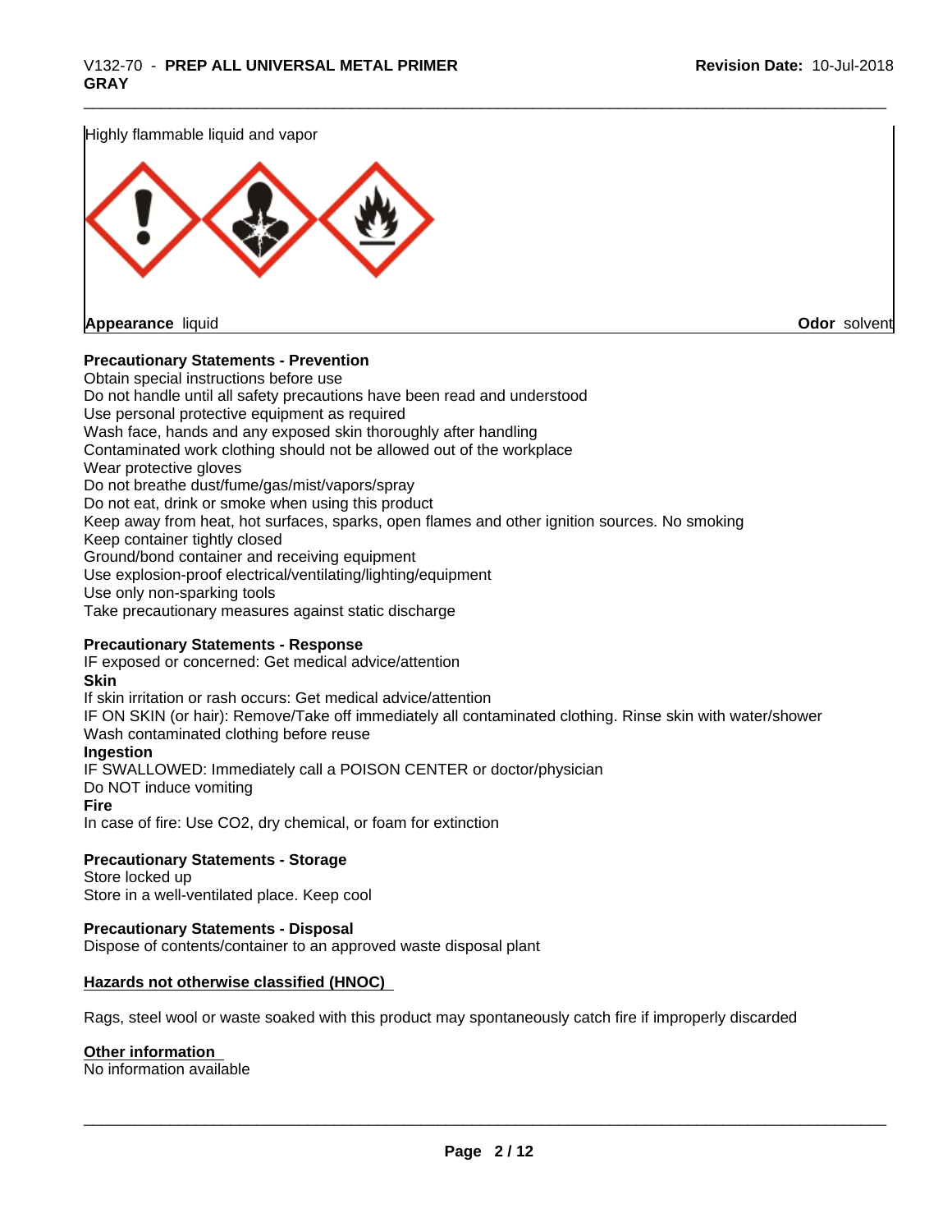Highly flammable liquid and vapor

**Appearance** liquid

**Odor** solvent

**Precautionary Statements - Prevention**

Obtain special instructions before use
Do not handle until all safety precautions have been read and understood
Use personal protective equipment as required
Wash face, hands and any exposed skin thoroughly after handling
Contaminated work clothing should not be allowed out of the workplace
Wear protective gloves
Do not breathe dust/fume/gas/mist/vapors/spray
Do not eat, drink or smoke when using this product
Keep away from heat, hot surfaces, sparks, open flames and other ignition sources. No smoking
Keep container tightly closed
Ground/bond container and receiving equipment
Use explosion-proof electrical/ventilating/lighting/equipment
Use only non-sparking tools
Take precautionary measures against static discharge

**Precautionary Statements - Response**

IF exposed or concerned: Get medical advice/attention

**Skin**

If skin irritation or rash occurs: Get medical advice/attention
IF ON SKIN (or hair): Remove/Take off immediately all contaminated clothing. Rinse skin with water/shower
Wash contaminated clothing before reuse

**Ingestion**

IF SWALLOWED: Immediately call a POISON CENTER or doctor/physician
Do NOT induce vomiting

**Fire**

In case of fire: Use CO2, dry chemical, or foam for extinction

**Precautionary Statements - Storage**

Store locked up
Store in a well-ventilated place. Keep cool

**Precautionary Statements - Disposal**

Dispose of contents/container to an approved waste disposal plant

**Hazards not otherwise classified (HNOC)**

Rags, steel wool or waste soaked with this product may spontaneously catch fire if improperly discarded

**Other information**

No information available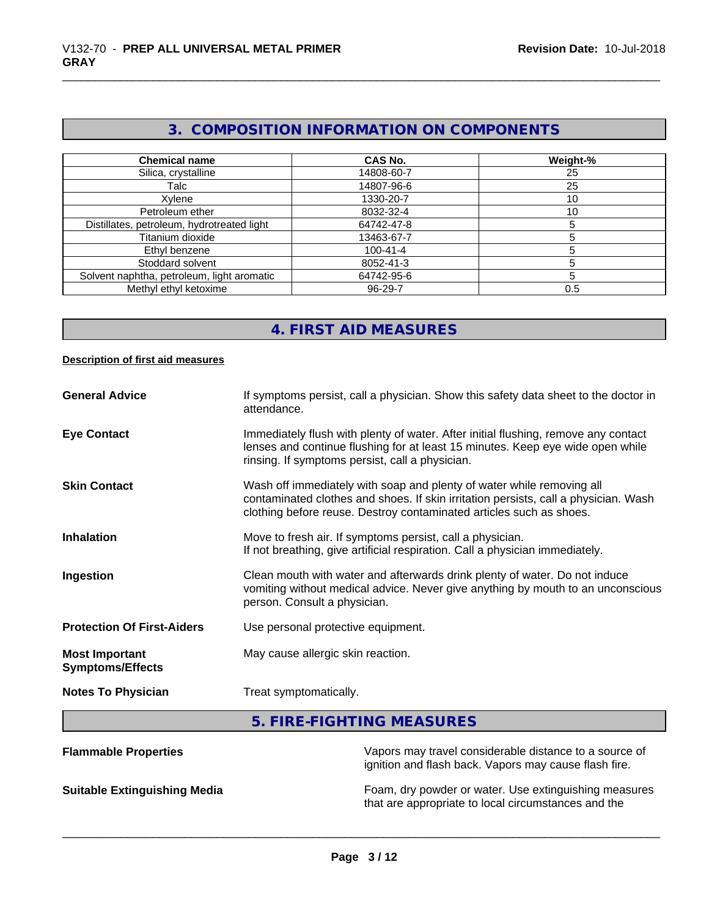## 3. COMPOSITION INFORMATION ON COMPONENTS

| Chemical name | CAS No. | Weight-% |
|---|---|---|
| Silica, crystalline | 14808-60-7 | 25 |
| Talc | 14807-96-6 | 25 |
| Xylene | 1330-20-7 | 10 |
| Petroleum ether | 8032-32-4 | 10 |
| Distillates, petroleum, hydrotreated light | 64742-47-8 | 5 |
| Titanium dioxide | 13463-67-7 | 5 |
| Ethyl benzene | 100-41-4 | 5 |
| Stoddard solvent | 8052-41-3 | 5 |
| Solvent naphtha, petroleum, light aromatic | 64742-95-6 | 5 |
| Methyl ethyl ketoxime | 96-29-7 | 0.5 |

## 4. FIRST AID MEASURES

**Description of first aid measures**

**General Advice**
If symptoms persist, call a physician. Show this safety data sheet to the doctor in attendance.

**Eye Contact**
Immediately flush with plenty of water. After initial flushing, remove any contact lenses and continue flushing for at least 15 minutes. Keep eye wide open while rinsing. If symptoms persist, call a physician.

**Skin Contact**
Wash off immediately with soap and plenty of water while removing all contaminated clothes and shoes. If skin irritation persists, call a physician. Wash clothing before reuse. Destroy contaminated articles such as shoes.

**Inhalation**
Move to fresh air. If symptoms persist, call a physician.
If not breathing, give artificial respiration. Call a physician immediately.

**Ingestion**
Clean mouth with water and afterwards drink plenty of water. Do not induce vomiting without medical advice. Never give anything by mouth to an unconscious person. Consult a physician.

**Protection Of First-Aiders**
Use personal protective equipment.

**Most Important Symptoms/Effects**
May cause allergic skin reaction.

**Notes To Physician**
Treat symptomatically.

## 5. FIRE-FIGHTING MEASURES

**Flammable Properties**
Vapors may travel considerable distance to a source of ignition and flash back. Vapors may cause flash fire.

**Suitable Extinguishing Media**
Foam, dry powder or water. Use extinguishing measures that are appropriate to local circumstances and the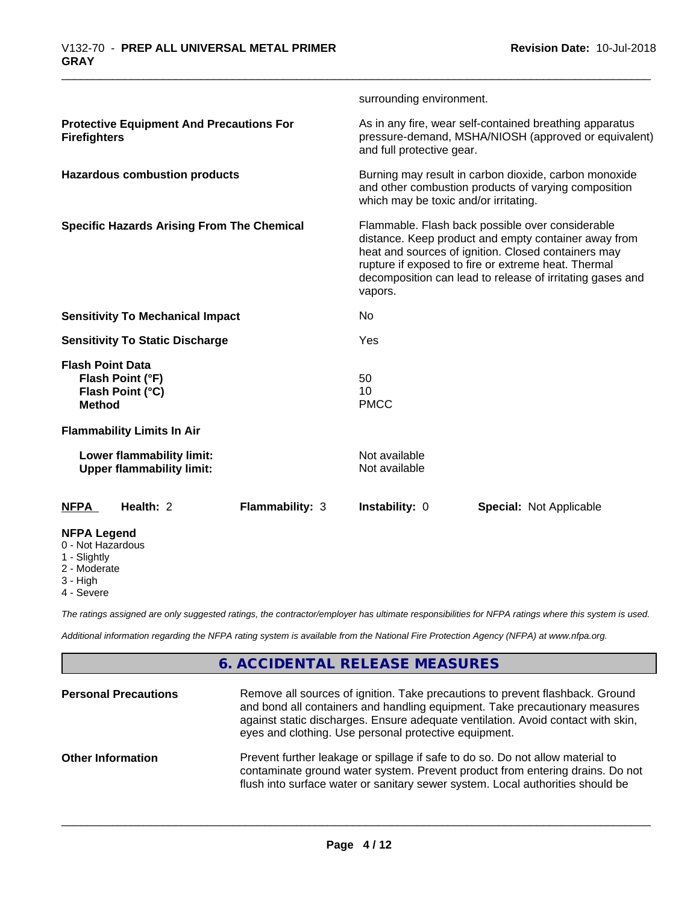surrounding environment.

**Protective Equipment And Precautions For Firefighters** — As in any fire, wear self-contained breathing apparatus pressure-demand, MSHA/NIOSH (approved or equivalent) and full protective gear.

**Hazardous combustion products** — Burning may result in carbon dioxide, carbon monoxide and other combustion products of varying composition which may be toxic and/or irritating.

**Specific Hazards Arising From The Chemical** — Flammable. Flash back possible over considerable distance. Keep product and empty container away from heat and sources of ignition. Closed containers may rupture if exposed to fire or extreme heat. Thermal decomposition can lead to release of irritating gases and vapors.

**Sensitivity To Mechanical Impact** — No

**Sensitivity To Static Discharge** — Yes

**Flash Point Data**

| | |
|---|---|
| **Flash Point (°F)** | 50 |
| **Flash Point (°C)** | 10 |
| **Method** | PMCC |

**Flammability Limits In Air**

| | |
|---|---|
| **Lower flammability limit:** | Not available |
| **Upper flammability limit:** | Not available |

| **NFPA** | **Health:** 2 | **Flammability:** 3 | **Instability:** 0 | **Special:** Not Applicable |
|---|---|---|---|---|

**NFPA Legend**
- 0 - Not Hazardous
- 1 - Slightly
- 2 - Moderate
- 3 - High
- 4 - Severe

*The ratings assigned are only suggested ratings, the contractor/employer has ultimate responsibilities for NFPA ratings where this system is used.*

*Additional information regarding the NFPA rating system is available from the National Fire Protection Agency (NFPA) at www.nfpa.org.*

## 6. ACCIDENTAL RELEASE MEASURES

**Personal Precautions** — Remove all sources of ignition. Take precautions to prevent flashback. Ground and bond all containers and handling equipment. Take precautionary measures against static discharges. Ensure adequate ventilation. Avoid contact with skin, eyes and clothing. Use personal protective equipment.

**Other Information** — Prevent further leakage or spillage if safe to do so. Do not allow material to contaminate ground water system. Prevent product from entering drains. Do not flush into surface water or sanitary sewer system. Local authorities should be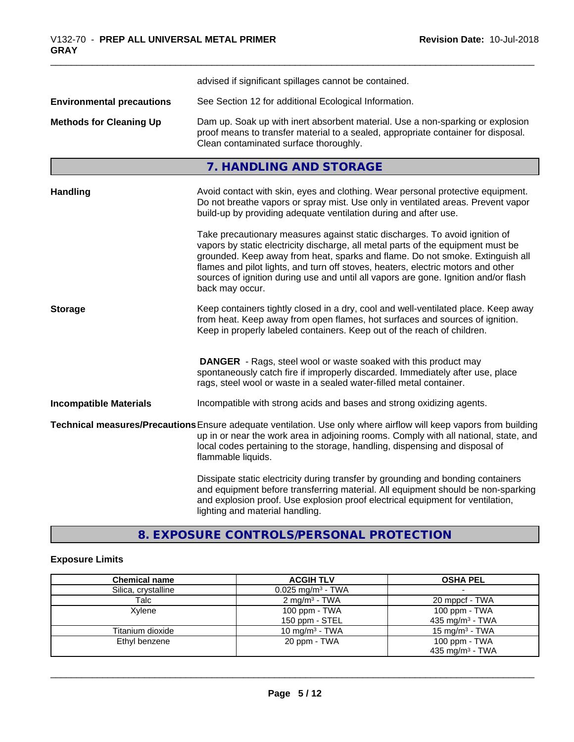advised if significant spillages cannot be contained.

**Environmental precautions** See Section 12 for additional Ecological Information.

**Methods for Cleaning Up** Dam up. Soak up with inert absorbent material. Use a non-sparking or explosion proof means to transfer material to a sealed, appropriate container for disposal. Clean contaminated surface thoroughly.

## 7. HANDLING AND STORAGE

**Handling** Avoid contact with skin, eyes and clothing. Wear personal protective equipment. Do not breathe vapors or spray mist. Use only in ventilated areas. Prevent vapor build-up by providing adequate ventilation during and after use.

Take precautionary measures against static discharges. To avoid ignition of vapors by static electricity discharge, all metal parts of the equipment must be grounded. Keep away from heat, sparks and flame. Do not smoke. Extinguish all flames and pilot lights, and turn off stoves, heaters, electric motors and other sources of ignition during use and until all vapors are gone. Ignition and/or flash back may occur.

**Storage** Keep containers tightly closed in a dry, cool and well-ventilated place. Keep away from heat. Keep away from open flames, hot surfaces and sources of ignition. Keep in properly labeled containers. Keep out of the reach of children.

**DANGER** - Rags, steel wool or waste soaked with this product may spontaneously catch fire if improperly discarded. Immediately after use, place rags, steel wool or waste in a sealed water-filled metal container.

**Incompatible Materials** Incompatible with strong acids and bases and strong oxidizing agents.

**Technical measures/Precautions** Ensure adequate ventilation. Use only where airflow will keep vapors from building up in or near the work area in adjoining rooms. Comply with all national, state, and local codes pertaining to the storage, handling, dispensing and disposal of flammable liquids.

Dissipate static electricity during transfer by grounding and bonding containers and equipment before transferring material. All equipment should be non-sparking and explosion proof. Use explosion proof electrical equipment for ventilation, lighting and material handling.

## 8. EXPOSURE CONTROLS/PERSONAL PROTECTION

**Exposure Limits**

| Chemical name | ACGIH TLV | OSHA PEL |
|---|---|---|
| Silica, crystalline | 0.025 mg/m³ - TWA | - |
| Talc | 2 mg/m³ - TWA | 20 mppcf - TWA |
| Xylene | 100 ppm - TWA<br>150 ppm - STEL | 100 ppm - TWA<br>435 mg/m³ - TWA |
| Titanium dioxide | 10 mg/m³ - TWA | 15 mg/m³ - TWA |
| Ethyl benzene | 20 ppm - TWA | 100 ppm - TWA<br>435 mg/m³ - TWA |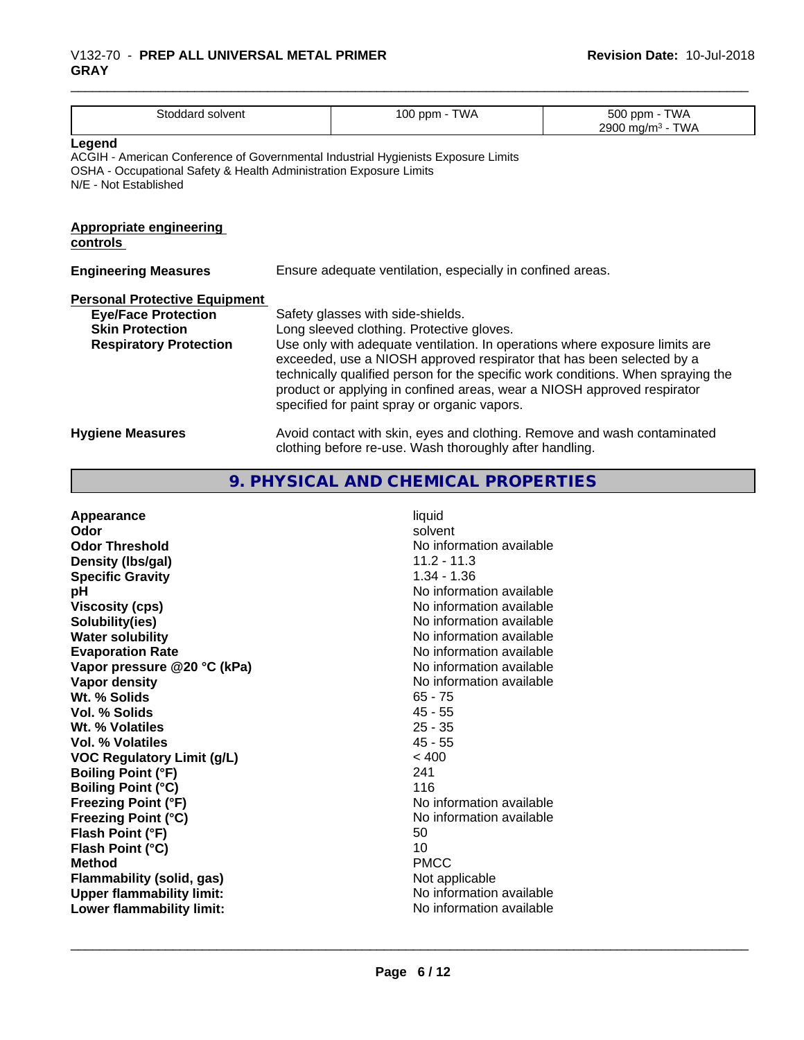| Stoddard solvent | 100 ppm - TWA | 500 ppm - TWA<br>2900 mg/m³ - TWA |
|---|---|---|

**Legend**
ACGIH - American Conference of Governmental Industrial Hygienists Exposure Limits
OSHA - Occupational Safety & Health Administration Exposure Limits
N/E - Not Established

**Appropriate engineering controls**

**Engineering Measures** Ensure adequate ventilation, especially in confined areas.

**Personal Protective Equipment**

**Eye/Face Protection** Safety glasses with side-shields.

**Skin Protection** Long sleeved clothing. Protective gloves.

**Respiratory Protection** Use only with adequate ventilation. In operations where exposure limits are exceeded, use a NIOSH approved respirator that has been selected by a technically qualified person for the specific work conditions. When spraying the product or applying in confined areas, wear a NIOSH approved respirator specified for paint spray or organic vapors.

**Hygiene Measures** Avoid contact with skin, eyes and clothing. Remove and wash contaminated clothing before re-use. Wash thoroughly after handling.

## 9. PHYSICAL AND CHEMICAL PROPERTIES

| | |
|---|---|
| **Appearance** | liquid |
| **Odor** | solvent |
| **Odor Threshold** | No information available |
| **Density (lbs/gal)** | 11.2 - 11.3 |
| **Specific Gravity** | 1.34 - 1.36 |
| **pH** | No information available |
| **Viscosity (cps)** | No information available |
| **Solubility(ies)** | No information available |
| **Water solubility** | No information available |
| **Evaporation Rate** | No information available |
| **Vapor pressure @20 °C (kPa)** | No information available |
| **Vapor density** | No information available |
| **Wt. % Solids** | 65 - 75 |
| **Vol. % Solids** | 45 - 55 |
| **Wt. % Volatiles** | 25 - 35 |
| **Vol. % Volatiles** | 45 - 55 |
| **VOC Regulatory Limit (g/L)** | < 400 |
| **Boiling Point (°F)** | 241 |
| **Boiling Point (°C)** | 116 |
| **Freezing Point (°F)** | No information available |
| **Freezing Point (°C)** | No information available |
| **Flash Point (°F)** | 50 |
| **Flash Point (°C)** | 10 |
| **Method** | PMCC |
| **Flammability (solid, gas)** | Not applicable |
| **Upper flammability limit:** | No information available |
| **Lower flammability limit:** | No information available |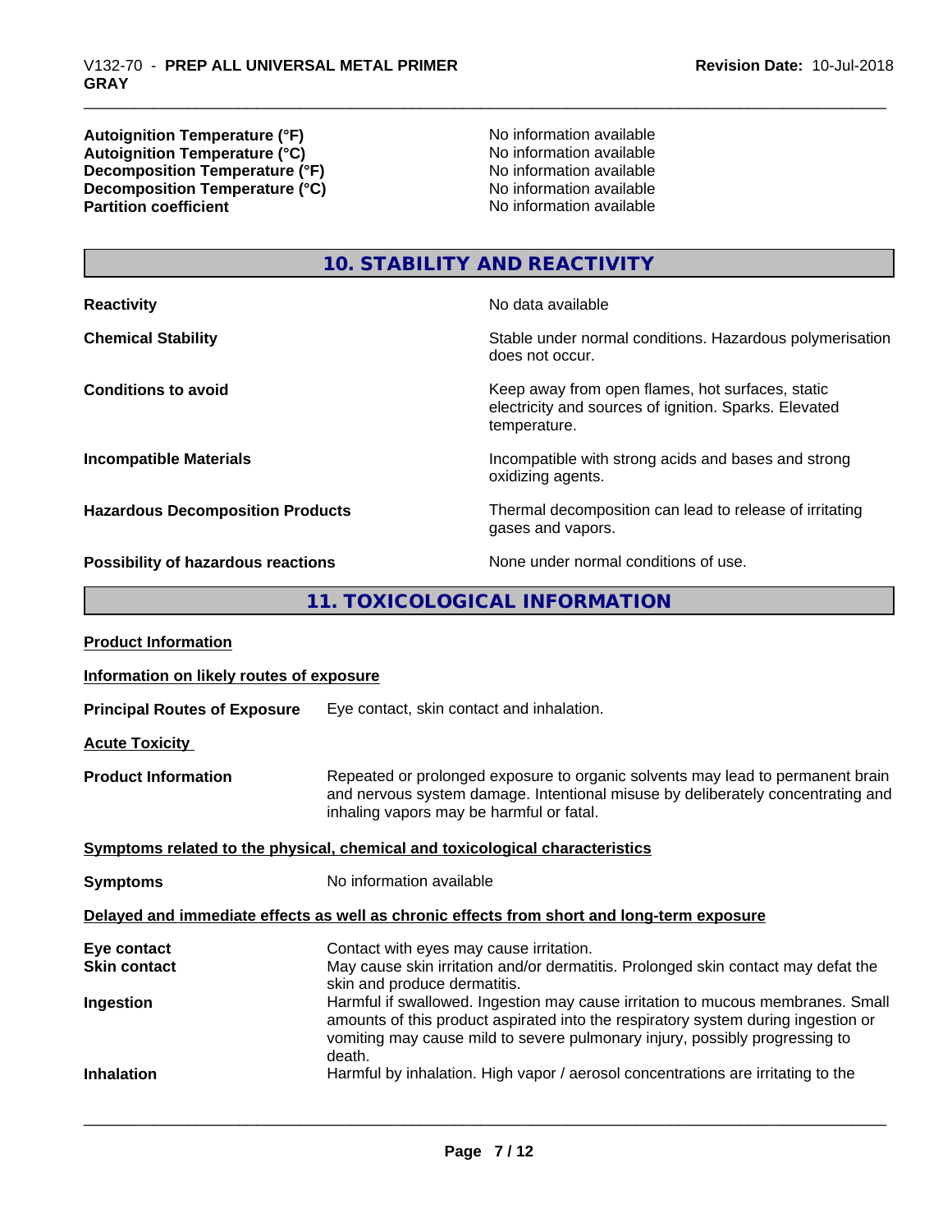| | |
|---|---|
| **Autoignition Temperature (°F)** | No information available |
| **Autoignition Temperature (°C)** | No information available |
| **Decomposition Temperature (°F)** | No information available |
| **Decomposition Temperature (°C)** | No information available |
| **Partition coefficient** | No information available |

## 10. STABILITY AND REACTIVITY

| | |
|---|---|
| **Reactivity** | No data available |
| **Chemical Stability** | Stable under normal conditions. Hazardous polymerisation does not occur. |
| **Conditions to avoid** | Keep away from open flames, hot surfaces, static electricity and sources of ignition. Sparks. Elevated temperature. |
| **Incompatible Materials** | Incompatible with strong acids and bases and strong oxidizing agents. |
| **Hazardous Decomposition Products** | Thermal decomposition can lead to release of irritating gases and vapors. |
| **Possibility of hazardous reactions** | None under normal conditions of use. |

## 11. TOXICOLOGICAL INFORMATION

**Product Information**

**Information on likely routes of exposure**

**Principal Routes of Exposure** Eye contact, skin contact and inhalation.

**Acute Toxicity**

**Product Information** Repeated or prolonged exposure to organic solvents may lead to permanent brain and nervous system damage. Intentional misuse by deliberately concentrating and inhaling vapors may be harmful or fatal.

**Symptoms related to the physical, chemical and toxicological characteristics**

**Symptoms** No information available

**Delayed and immediate effects as well as chronic effects from short and long-term exposure**

| | |
|---|---|
| **Eye contact** | Contact with eyes may cause irritation. |
| **Skin contact** | May cause skin irritation and/or dermatitis. Prolonged skin contact may defat the skin and produce dermatitis. |
| **Ingestion** | Harmful if swallowed. Ingestion may cause irritation to mucous membranes. Small amounts of this product aspirated into the respiratory system during ingestion or vomiting may cause mild to severe pulmonary injury, possibly progressing to death. |
| **Inhalation** | Harmful by inhalation. High vapor / aerosol concentrations are irritating to the |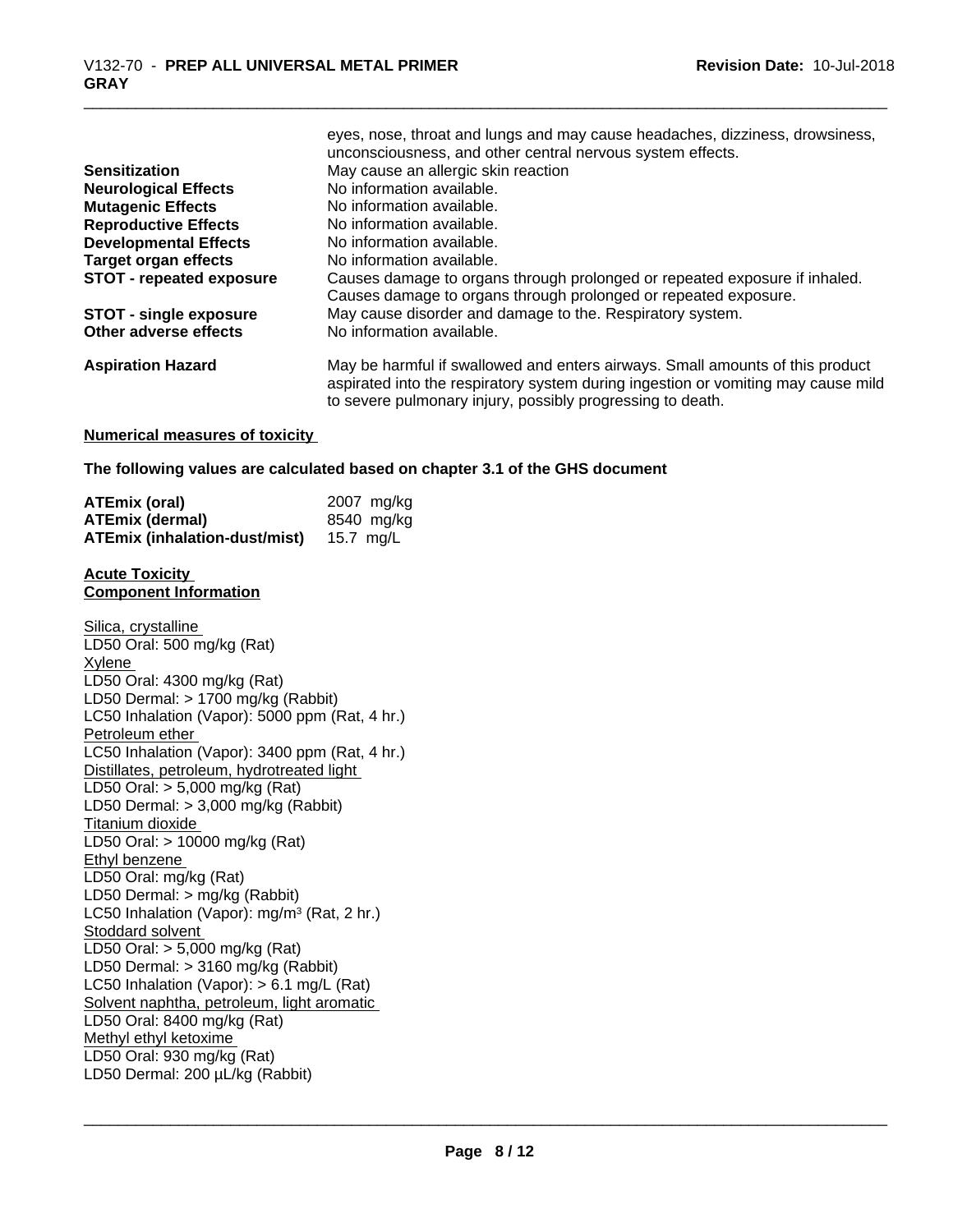| | |
|---|---|
| | eyes, nose, throat and lungs and may cause headaches, dizziness, drowsiness, unconsciousness, and other central nervous system effects. |
| **Sensitization** | May cause an allergic skin reaction |
| **Neurological Effects** | No information available. |
| **Mutagenic Effects** | No information available. |
| **Reproductive Effects** | No information available. |
| **Developmental Effects** | No information available. |
| **Target organ effects** | No information available. |
| **STOT - repeated exposure** | Causes damage to organs through prolonged or repeated exposure if inhaled. Causes damage to organs through prolonged or repeated exposure. |
| **STOT - single exposure** | May cause disorder and damage to the. Respiratory system. |
| **Other adverse effects** | No information available. |
| **Aspiration Hazard** | May be harmful if swallowed and enters airways. Small amounts of this product aspirated into the respiratory system during ingestion or vomiting may cause mild to severe pulmonary injury, possibly progressing to death. |

**Numerical measures of toxicity**

**The following values are calculated based on chapter 3.1 of the GHS document**

| | |
|---|---|
| **ATEmix (oral)** | 2007 mg/kg |
| **ATEmix (dermal)** | 8540 mg/kg |
| **ATEmix (inhalation-dust/mist)** | 15.7 mg/L |

**Acute Toxicity**
**Component Information**

Silica, crystalline
LD50 Oral: 500 mg/kg (Rat)
Xylene
LD50 Oral: 4300 mg/kg (Rat)
LD50 Dermal: > 1700 mg/kg (Rabbit)
LC50 Inhalation (Vapor): 5000 ppm (Rat, 4 hr.)
Petroleum ether
LC50 Inhalation (Vapor): 3400 ppm (Rat, 4 hr.)
Distillates, petroleum, hydrotreated light
LD50 Oral: > 5,000 mg/kg (Rat)
LD50 Dermal: > 3,000 mg/kg (Rabbit)
Titanium dioxide
LD50 Oral: > 10000 mg/kg (Rat)
Ethyl benzene
LD50 Oral: mg/kg (Rat)
LD50 Dermal: > mg/kg (Rabbit)
LC50 Inhalation (Vapor): mg/m³ (Rat, 2 hr.)
Stoddard solvent
LD50 Oral: > 5,000 mg/kg (Rat)
LD50 Dermal: > 3160 mg/kg (Rabbit)
LC50 Inhalation (Vapor): > 6.1 mg/L (Rat)
Solvent naphtha, petroleum, light aromatic
LD50 Oral: 8400 mg/kg (Rat)
Methyl ethyl ketoxime
LD50 Oral: 930 mg/kg (Rat)
LD50 Dermal: 200 µL/kg (Rabbit)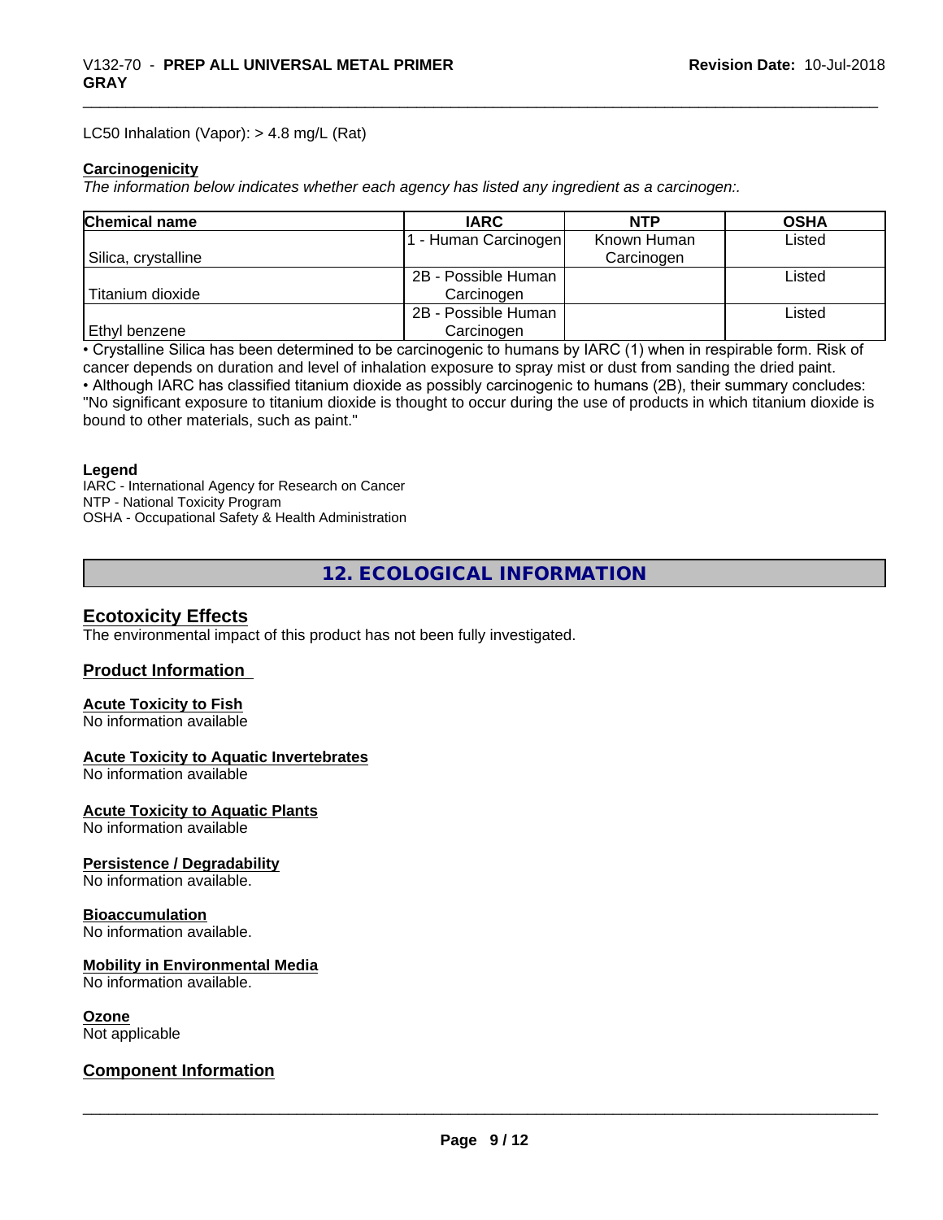LC50 Inhalation (Vapor): > 4.8 mg/L (Rat)

**Carcinogenicity**

*The information below indicates whether each agency has listed any ingredient as a carcinogen:.*

| Chemical name | IARC | NTP | OSHA |
|---|---|---|---|
| Silica, crystalline | 1 - Human Carcinogen | Known Human Carcinogen | Listed |
| Titanium dioxide | 2B - Possible Human Carcinogen | | Listed |
| Ethyl benzene | 2B - Possible Human Carcinogen | | Listed |

• Crystalline Silica has been determined to be carcinogenic to humans by IARC (1) when in respirable form. Risk of cancer depends on duration and level of inhalation exposure to spray mist or dust from sanding the dried paint.
• Although IARC has classified titanium dioxide as possibly carcinogenic to humans (2B), their summary concludes: "No significant exposure to titanium dioxide is thought to occur during the use of products in which titanium dioxide is bound to other materials, such as paint."

**Legend**

IARC - International Agency for Research on Cancer
NTP - National Toxicity Program
OSHA - Occupational Safety & Health Administration

## 12. ECOLOGICAL INFORMATION

### Ecotoxicity Effects

The environmental impact of this product has not been fully investigated.

### Product Information

**Acute Toxicity to Fish**
No information available

**Acute Toxicity to Aquatic Invertebrates**
No information available

**Acute Toxicity to Aquatic Plants**
No information available

**Persistence / Degradability**
No information available.

**Bioaccumulation**
No information available.

**Mobility in Environmental Media**
No information available.

**Ozone**
Not applicable

### Component Information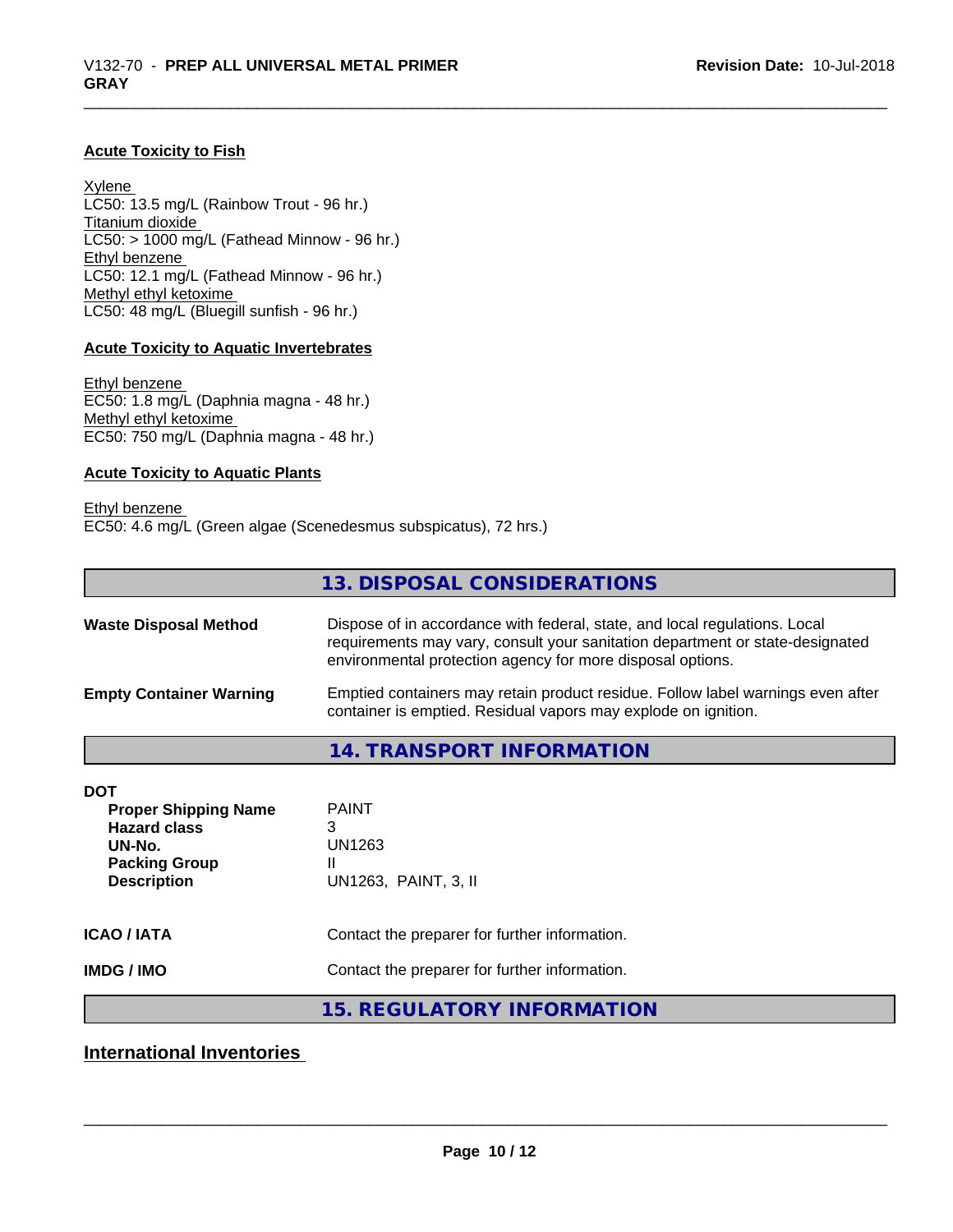#### Acute Toxicity to Fish

Xylene
LC50: 13.5 mg/L (Rainbow Trout - 96 hr.)
Titanium dioxide
LC50: > 1000 mg/L (Fathead Minnow - 96 hr.)
Ethyl benzene
LC50: 12.1 mg/L (Fathead Minnow - 96 hr.)
Methyl ethyl ketoxime
LC50: 48 mg/L (Bluegill sunfish - 96 hr.)

#### Acute Toxicity to Aquatic Invertebrates

Ethyl benzene
EC50: 1.8 mg/L (Daphnia magna - 48 hr.)
Methyl ethyl ketoxime
EC50: 750 mg/L (Daphnia magna - 48 hr.)

#### Acute Toxicity to Aquatic Plants

Ethyl benzene
EC50: 4.6 mg/L (Green algae (Scenedesmus subspicatus), 72 hrs.)

## 13. DISPOSAL CONSIDERATIONS

**Waste Disposal Method** Dispose of in accordance with federal, state, and local regulations. Local requirements may vary, consult your sanitation department or state-designated environmental protection agency for more disposal options.

**Empty Container Warning** Emptied containers may retain product residue. Follow label warnings even after container is emptied. Residual vapors may explode on ignition.

## 14. TRANSPORT INFORMATION

**DOT**

| | |
|---|---|
| **Proper Shipping Name** | PAINT |
| **Hazard class** | 3 |
| **UN-No.** | UN1263 |
| **Packing Group** | II |
| **Description** | UN1263, PAINT, 3, II |

**ICAO / IATA** Contact the preparer for further information.

**IMDG / IMO** Contact the preparer for further information.

## 15. REGULATORY INFORMATION

### International Inventories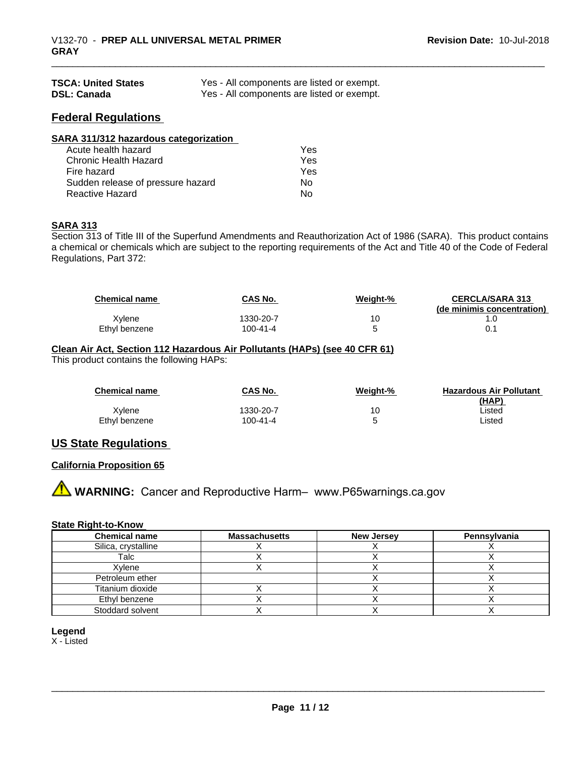| | |
|---|---|
| **TSCA: United States** | Yes - All components are listed or exempt. |
| **DSL: Canada** | Yes - All components are listed or exempt. |

## Federal Regulations

**SARA 311/312 hazardous categorization**

| | |
|---|---|
| Acute health hazard | Yes |
| Chronic Health Hazard | Yes |
| Fire hazard | Yes |
| Sudden release of pressure hazard | No |
| Reactive Hazard | No |

**SARA 313**

Section 313 of Title III of the Superfund Amendments and Reauthorization Act of 1986 (SARA). This product contains a chemical or chemicals which are subject to the reporting requirements of the Act and Title 40 of the Code of Federal Regulations, Part 372:

| Chemical name | CAS No. | Weight-% | CERCLA/SARA 313 (de minimis concentration) |
|---|---|---|---|
| Xylene | 1330-20-7 | 10 | 1.0 |
| Ethyl benzene | 100-41-4 | 5 | 0.1 |

**Clean Air Act, Section 112 Hazardous Air Pollutants (HAPs) (see 40 CFR 61)**

This product contains the following HAPs:

| Chemical name | CAS No. | Weight-% | Hazardous Air Pollutant (HAP) |
|---|---|---|---|
| Xylene | 1330-20-7 | 10 | Listed |
| Ethyl benzene | 100-41-4 | 5 | Listed |

## US State Regulations

**California Proposition 65**

**WARNING:** Cancer and Reproductive Harm– www.P65warnings.ca.gov

**State Right-to-Know**

| Chemical name | Massachusetts | New Jersey | Pennsylvania |
|---|---|---|---|
| Silica, crystalline | X | X | X |
| Talc | X | X | X |
| Xylene | X | X | X |
| Petroleum ether | | X | X |
| Titanium dioxide | X | X | X |
| Ethyl benzene | X | X | X |
| Stoddard solvent | X | X | X |

**Legend**

X - Listed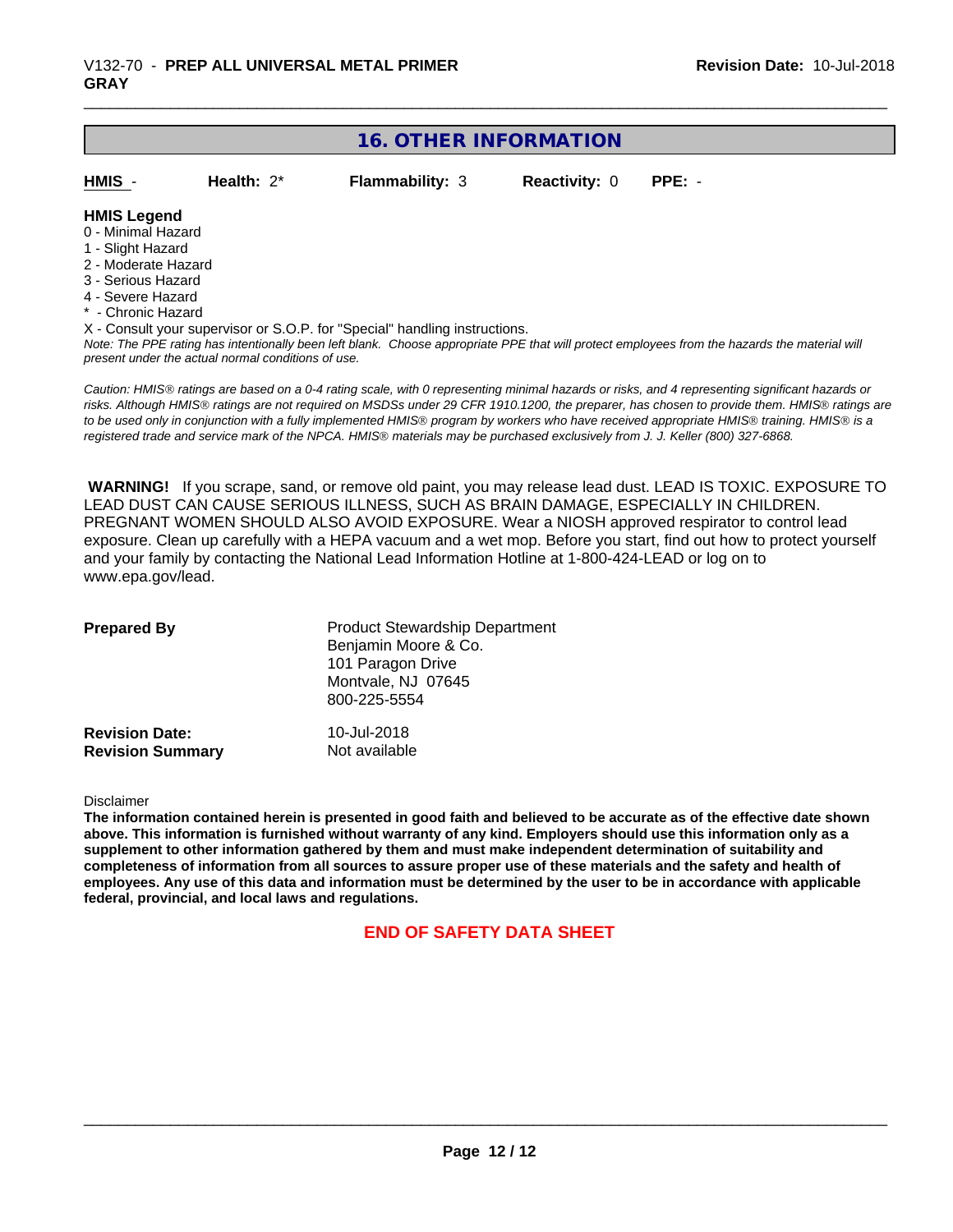## 16. OTHER INFORMATION

| HMIS - | Health: 2* | Flammability: 3 | Reactivity: 0 | PPE: - |
|---|---|---|---|---|

**HMIS Legend**
0 - Minimal Hazard
1 - Slight Hazard
2 - Moderate Hazard
3 - Serious Hazard
4 - Severe Hazard
* - Chronic Hazard
X - Consult your supervisor or S.O.P. for "Special" handling instructions.

*Note: The PPE rating has intentionally been left blank. Choose appropriate PPE that will protect employees from the hazards the material will present under the actual normal conditions of use.*

*Caution: HMIS® ratings are based on a 0-4 rating scale, with 0 representing minimal hazards or risks, and 4 representing significant hazards or risks. Although HMIS® ratings are not required on MSDSs under 29 CFR 1910.1200, the preparer, has chosen to provide them. HMIS® ratings are to be used only in conjunction with a fully implemented HMIS® program by workers who have received appropriate HMIS® training. HMIS® is a registered trade and service mark of the NPCA. HMIS® materials may be purchased exclusively from J. J. Keller (800) 327-6868.*

**WARNING!** If you scrape, sand, or remove old paint, you may release lead dust. LEAD IS TOXIC. EXPOSURE TO LEAD DUST CAN CAUSE SERIOUS ILLNESS, SUCH AS BRAIN DAMAGE, ESPECIALLY IN CHILDREN. PREGNANT WOMEN SHOULD ALSO AVOID EXPOSURE. Wear a NIOSH approved respirator to control lead exposure. Clean up carefully with a HEPA vacuum and a wet mop. Before you start, find out how to protect yourself and your family by contacting the National Lead Information Hotline at 1-800-424-LEAD or log on to www.epa.gov/lead.

**Prepared By**
Product Stewardship Department
Benjamin Moore & Co.
101 Paragon Drive
Montvale, NJ 07645
800-225-5554

**Revision Date:** 10-Jul-2018
**Revision Summary** Not available

Disclaimer
**The information contained herein is presented in good faith and believed to be accurate as of the effective date shown above. This information is furnished without warranty of any kind. Employers should use this information only as a supplement to other information gathered by them and must make independent determination of suitability and completeness of information from all sources to assure proper use of these materials and the safety and health of employees. Any use of this data and information must be determined by the user to be in accordance with applicable federal, provincial, and local laws and regulations.**

**END OF SAFETY DATA SHEET**